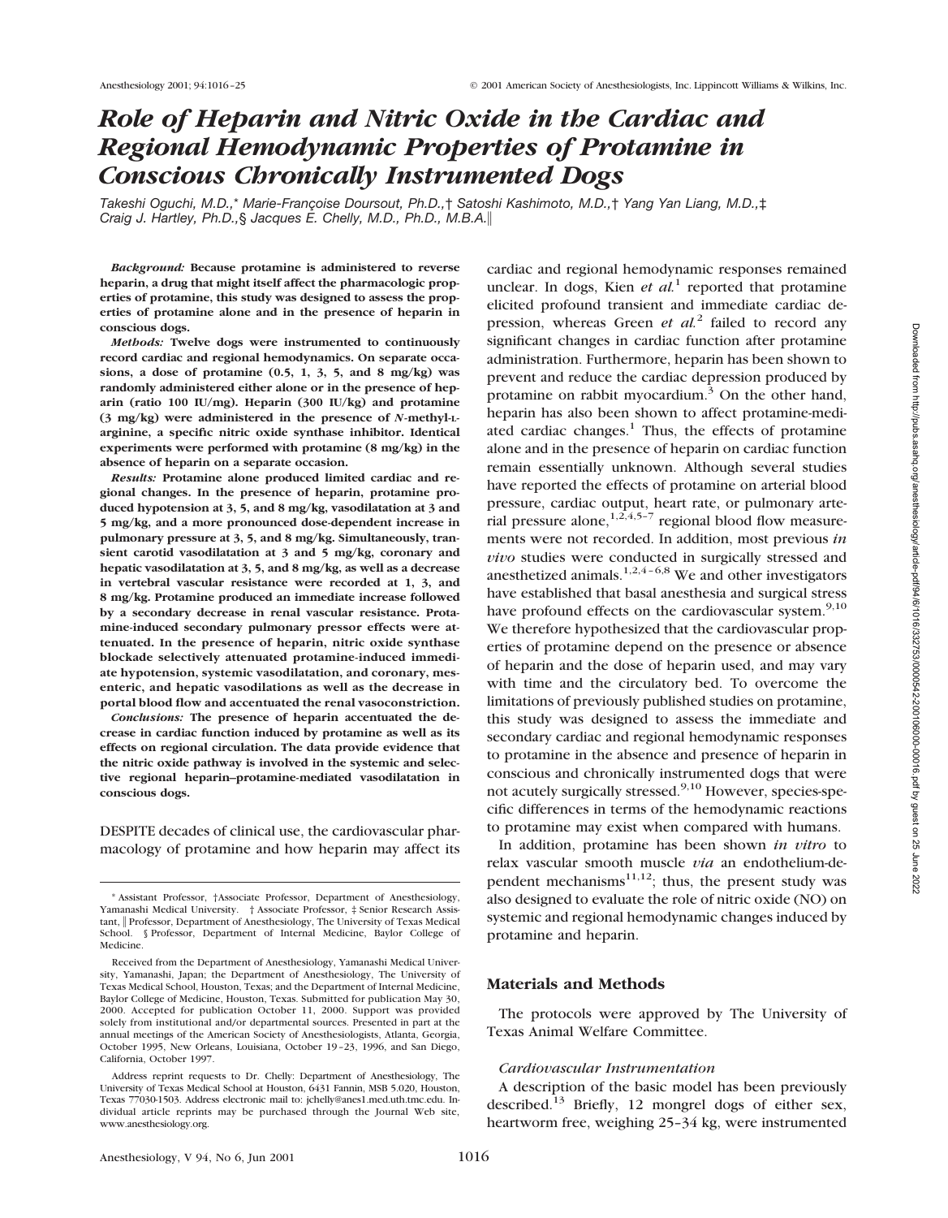# Role of Heparin and Nitric Oxide in the Cardiac and Regional Hemodynamic Properties of Protamine in Conscious Chronically Instrumented Dogs

*Takeshi Oguchi, M.D.,\* Marie-Françoise Doursout, Ph.D.,† Satoshi Kashimoto, M.D.,† Yang Yan Liang, M.D.,‡ Craig J. Hartley, Ph.D.,§ Jacques E. Chelly, M.D., Ph.D., M.B.A.‖*

***Background:*** **Because protamine is administered to reverse heparin, a drug that might itself affect the pharmacologic properties of protamine, this study was designed to assess the properties of protamine alone and in the presence of heparin in conscious dogs.**

***Methods:*** **Twelve dogs were instrumented to continuously record cardiac and regional hemodynamics. On separate occasions, a dose of protamine (0.5, 1, 3, 5, and 8 mg/kg) was randomly administered either alone or in the presence of heparin (ratio 100 IU/mg). Heparin (300 IU/kg) and protamine (3 mg/kg) were administered in the presence of *N*-methyl-L-arginine, a specific nitric oxide synthase inhibitor. Identical experiments were performed with protamine (8 mg/kg) in the absence of heparin on a separate occasion.**

***Results:*** **Protamine alone produced limited cardiac and regional changes. In the presence of heparin, protamine produced hypotension at 3, 5, and 8 mg/kg, vasodilatation at 3 and 5 mg/kg, and a more pronounced dose-dependent increase in pulmonary pressure at 3, 5, and 8 mg/kg. Simultaneously, transient carotid vasodilatation at 3 and 5 mg/kg, coronary and hepatic vasodilatation at 3, 5, and 8 mg/kg, as well as a decrease in vertebral vascular resistance were recorded at 1, 3, and 8 mg/kg. Protamine produced an immediate increase followed by a secondary decrease in renal vascular resistance. Protamine-induced secondary pulmonary pressor effects were attenuated. In the presence of heparin, nitric oxide synthase blockade selectively attenuated protamine-induced immediate hypotension, systemic vasodilatation, and coronary, mesenteric, and hepatic vasodilatations as well as the decrease in portal blood flow and accentuated the renal vasoconstriction.**

***Conclusions:*** **The presence of heparin accentuated the decrease in cardiac function induced by protamine as well as its effects on regional circulation. The data provide evidence that the nitric oxide pathway is involved in the systemic and selective regional heparin–protamine-mediated vasodilatation in conscious dogs.**

DESPITE decades of clinical use, the cardiovascular pharmacology of protamine and how heparin may affect its cardiac and regional hemodynamic responses remained unclear. In dogs, Kien *et al.*[1] reported that protamine elicited profound transient and immediate cardiac depression, whereas Green *et al.*[2] failed to record any significant changes in cardiac function after protamine administration. Furthermore, heparin has been shown to prevent and reduce the cardiac depression produced by protamine on rabbit myocardium.[3] On the other hand, heparin has also been shown to affect protamine-mediated cardiac changes.[1] Thus, the effects of protamine alone and in the presence of heparin on cardiac function remain essentially unknown. Although several studies have reported the effects of protamine on arterial blood pressure, cardiac output, heart rate, or pulmonary arterial pressure alone,[1,2,4,5–7] regional blood flow measurements were not recorded. In addition, most previous *in vivo* studies were conducted in surgically stressed and anesthetized animals.[1,2,4–6,8] We and other investigators have established that basal anesthesia and surgical stress have profound effects on the cardiovascular system.[9,10] We therefore hypothesized that the cardiovascular properties of protamine depend on the presence or absence of heparin and the dose of heparin used, and may vary with time and the circulatory bed. To overcome the limitations of previously published studies on protamine, this study was designed to assess the immediate and secondary cardiac and regional hemodynamic responses to protamine in the absence and presence of heparin in conscious and chronically instrumented dogs that were not acutely surgically stressed.[9,10] However, species-specific differences in terms of the hemodynamic reactions to protamine may exist when compared with humans.

In addition, protamine has been shown *in vitro* to relax vascular smooth muscle *via* an endothelium-dependent mechanisms[11,12]; thus, the present study was also designed to evaluate the role of nitric oxide (NO) on systemic and regional hemodynamic changes induced by protamine and heparin.

\* Assistant Professor, †Associate Professor, Department of Anesthesiology, Yamanashi Medical University. † Associate Professor, ‡ Senior Research Assistant, ‖ Professor, Department of Anesthesiology, The University of Texas Medical School. § Professor, Department of Internal Medicine, Baylor College of Medicine.

Received from the Department of Anesthesiology, Yamanashi Medical University, Yamanashi, Japan; the Department of Anesthesiology, The University of Texas Medical School, Houston, Texas; and the Department of Internal Medicine, Baylor College of Medicine, Houston, Texas. Submitted for publication May 30, 2000. Accepted for publication October 11, 2000. Support was provided solely from institutional and/or departmental sources. Presented in part at the annual meetings of the American Society of Anesthesiologists, Atlanta, Georgia, October 1995, New Orleans, Louisiana, October 19–23, 1996, and San Diego, California, October 1997.

Address reprint requests to Dr. Chelly: Department of Anesthesiology, The University of Texas Medical School at Houston, 6431 Fannin, MSB 5.020, Houston, Texas 77030-1503. Address electronic mail to: jchelly@anes1.med.uth.tmc.edu. Individual article reprints may be purchased through the Journal Web site, www.anesthesiology.org.

## Materials and Methods

The protocols were approved by The University of Texas Animal Welfare Committee.

### Cardiovascular Instrumentation

A description of the basic model has been previously described.[13] Briefly, 12 mongrel dogs of either sex, heartworm free, weighing 25–34 kg, were instrumented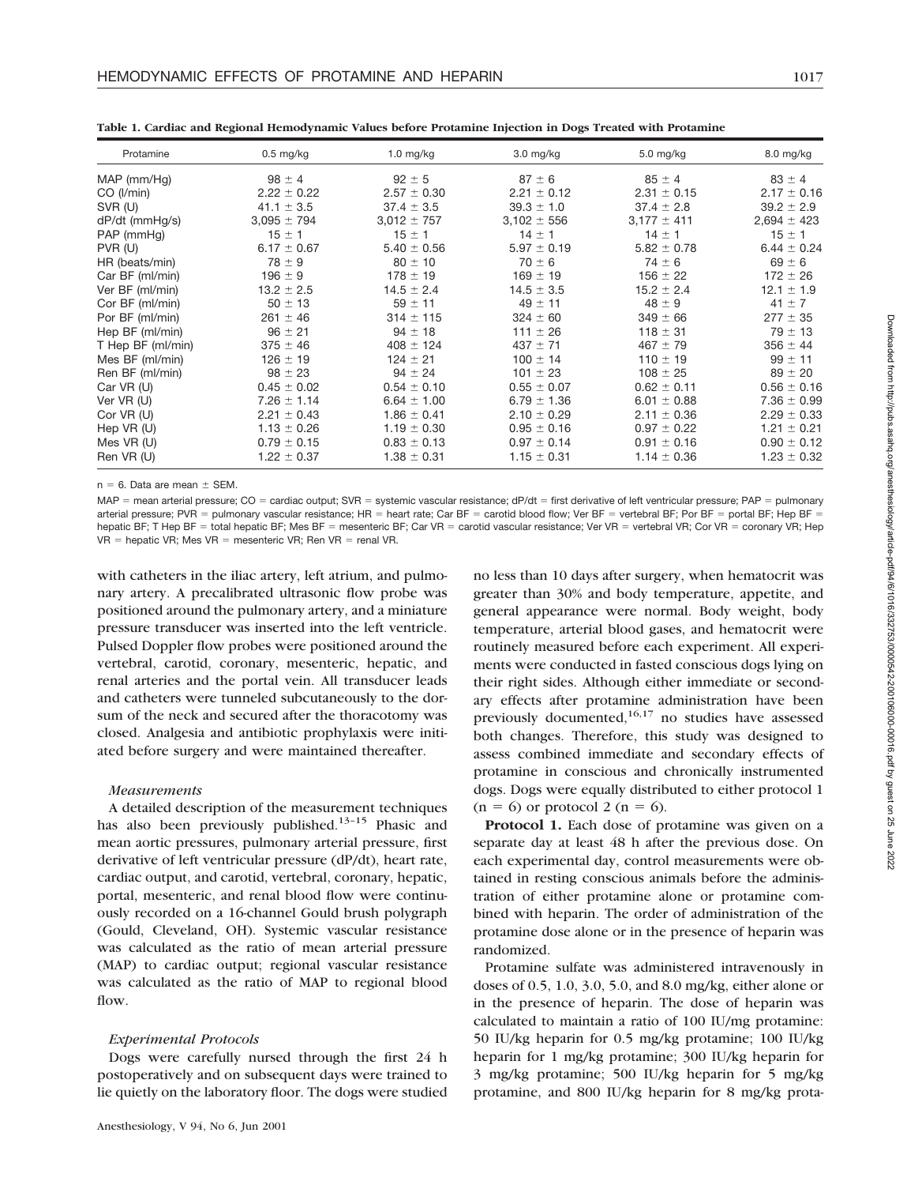**Table 1. Cardiac and Regional Hemodynamic Values before Protamine Injection in Dogs Treated with Protamine**

| Protamine | 0.5 mg/kg | 1.0 mg/kg | 3.0 mg/kg | 5.0 mg/kg | 8.0 mg/kg |
|---|---|---|---|---|---|
| MAP (mm/Hg) | 98 ± 4 | 92 ± 5 | 87 ± 6 | 85 ± 4 | 83 ± 4 |
| CO (l/min) | 2.22 ± 0.22 | 2.57 ± 0.30 | 2.21 ± 0.12 | 2.31 ± 0.15 | 2.17 ± 0.16 |
| SVR (U) | 41.1 ± 3.5 | 37.4 ± 3.5 | 39.3 ± 1.0 | 37.4 ± 2.8 | 39.2 ± 2.9 |
| dP/dt (mmHg/s) | 3,095 ± 794 | 3,012 ± 757 | 3,102 ± 556 | 3,177 ± 411 | 2,694 ± 423 |
| PAP (mmHg) | 15 ± 1 | 15 ± 1 | 14 ± 1 | 14 ± 1 | 15 ± 1 |
| PVR (U) | 6.17 ± 0.67 | 5.40 ± 0.56 | 5.97 ± 0.19 | 5.82 ± 0.78 | 6.44 ± 0.24 |
| HR (beats/min) | 78 ± 9 | 80 ± 10 | 70 ± 6 | 74 ± 6 | 69 ± 6 |
| Car BF (ml/min) | 196 ± 9 | 178 ± 19 | 169 ± 19 | 156 ± 22 | 172 ± 26 |
| Ver BF (ml/min) | 13.2 ± 2.5 | 14.5 ± 2.4 | 14.5 ± 3.5 | 15.2 ± 2.4 | 12.1 ± 1.9 |
| Cor BF (ml/min) | 50 ± 13 | 59 ± 11 | 49 ± 11 | 48 ± 9 | 41 ± 7 |
| Por BF (ml/min) | 261 ± 46 | 314 ± 115 | 324 ± 60 | 349 ± 66 | 277 ± 35 |
| Hep BF (ml/min) | 96 ± 21 | 94 ± 18 | 111 ± 26 | 118 ± 31 | 79 ± 13 |
| T Hep BF (ml/min) | 375 ± 46 | 408 ± 124 | 437 ± 71 | 467 ± 79 | 356 ± 44 |
| Mes BF (ml/min) | 126 ± 19 | 124 ± 21 | 100 ± 14 | 110 ± 19 | 99 ± 11 |
| Ren BF (ml/min) | 98 ± 23 | 94 ± 24 | 101 ± 23 | 108 ± 25 | 89 ± 20 |
| Car VR (U) | 0.45 ± 0.02 | 0.54 ± 0.10 | 0.55 ± 0.07 | 0.62 ± 0.11 | 0.56 ± 0.16 |
| Ver VR (U) | 7.26 ± 1.14 | 6.64 ± 1.00 | 6.79 ± 1.36 | 6.01 ± 0.88 | 7.36 ± 0.99 |
| Cor VR (U) | 2.21 ± 0.43 | 1.86 ± 0.41 | 2.10 ± 0.29 | 2.11 ± 0.36 | 2.29 ± 0.33 |
| Hep VR (U) | 1.13 ± 0.26 | 1.19 ± 0.30 | 0.95 ± 0.16 | 0.97 ± 0.22 | 1.21 ± 0.21 |
| Mes VR (U) | 0.79 ± 0.15 | 0.83 ± 0.13 | 0.97 ± 0.14 | 0.91 ± 0.16 | 0.90 ± 0.12 |
| Ren VR (U) | 1.22 ± 0.37 | 1.38 ± 0.31 | 1.15 ± 0.31 | 1.14 ± 0.36 | 1.23 ± 0.32 |

n = 6. Data are mean ± SEM.

MAP = mean arterial pressure; CO = cardiac output; SVR = systemic vascular resistance; dP/dt = first derivative of left ventricular pressure; PAP = pulmonary arterial pressure; PVR = pulmonary vascular resistance; HR = heart rate; Car BF = carotid blood flow; Ver BF = vertebral BF; Por BF = portal BF; Hep BF = hepatic BF; T Hep BF = total hepatic BF; Mes BF = mesenteric BF; Car VR = carotid vascular resistance; Ver VR = vertebral VR; Cor VR = coronary VR; Hep VR = hepatic VR; Mes VR = mesenteric VR; Ren VR = renal VR.

with catheters in the iliac artery, left atrium, and pulmonary artery. A precalibrated ultrasonic flow probe was positioned around the pulmonary artery, and a miniature pressure transducer was inserted into the left ventricle. Pulsed Doppler flow probes were positioned around the vertebral, carotid, coronary, mesenteric, hepatic, and renal arteries and the portal vein. All transducer leads and catheters were tunneled subcutaneously to the dorsum of the neck and secured after the thoracotomy was closed. Analgesia and antibiotic prophylaxis were initiated before surgery and were maintained thereafter.

### *Measurements*

A detailed description of the measurement techniques has also been previously published.[13–15] Phasic and mean aortic pressures, pulmonary arterial pressure, first derivative of left ventricular pressure (dP/dt), heart rate, cardiac output, and carotid, vertebral, coronary, hepatic, portal, mesenteric, and renal blood flow were continuously recorded on a 16-channel Gould brush polygraph (Gould, Cleveland, OH). Systemic vascular resistance was calculated as the ratio of mean arterial pressure (MAP) to cardiac output; regional vascular resistance was calculated as the ratio of MAP to regional blood flow.

### *Experimental Protocols*

Dogs were carefully nursed through the first 24 h postoperatively and on subsequent days were trained to lie quietly on the laboratory floor. The dogs were studied no less than 10 days after surgery, when hematocrit was greater than 30% and body temperature, appetite, and general appearance were normal. Body weight, body temperature, arterial blood gases, and hematocrit were routinely measured before each experiment. All experiments were conducted in fasted conscious dogs lying on their right sides. Although either immediate or secondary effects after protamine administration have been previously documented,[16,17] no studies have assessed both changes. Therefore, this study was designed to assess combined immediate and secondary effects of protamine in conscious and chronically instrumented dogs. Dogs were equally distributed to either protocol 1 (n = 6) or protocol 2 (n = 6).

**Protocol 1.** Each dose of protamine was given on a separate day at least 48 h after the previous dose. On each experimental day, control measurements were obtained in resting conscious animals before the administration of either protamine alone or protamine combined with heparin. The order of administration of the protamine dose alone or in the presence of heparin was randomized.

Protamine sulfate was administered intravenously in doses of 0.5, 1.0, 3.0, 5.0, and 8.0 mg/kg, either alone or in the presence of heparin. The dose of heparin was calculated to maintain a ratio of 100 IU/mg protamine: 50 IU/kg heparin for 0.5 mg/kg protamine; 100 IU/kg heparin for 1 mg/kg protamine; 300 IU/kg heparin for 3 mg/kg protamine; 500 IU/kg heparin for 5 mg/kg protamine, and 800 IU/kg heparin for 8 mg/kg prota-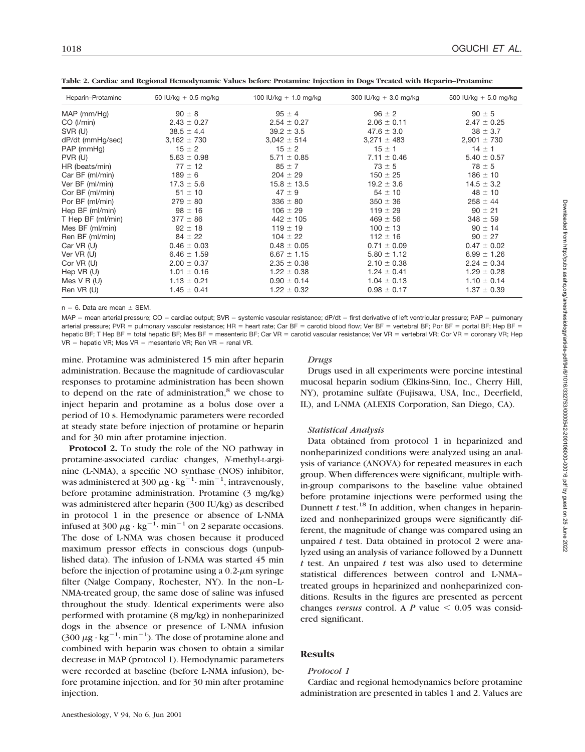**Table 2. Cardiac and Regional Hemodynamic Values before Protamine Injection in Dogs Treated with Heparin–Protamine**

| Heparin–Protamine | 50 IU/kg + 0.5 mg/kg | 100 IU/kg + 1.0 mg/kg | 300 IU/kg + 3.0 mg/kg | 500 IU/kg + 5.0 mg/kg |
|---|---|---|---|---|
| MAP (mm/Hg) | 90 ± 8 | 95 ± 4 | 96 ± 2 | 90 ± 5 |
| CO (l/min) | 2.43 ± 0.27 | 2.54 ± 0.27 | 2.06 ± 0.11 | 2.47 ± 0.25 |
| SVR (U) | 38.5 ± 4.4 | 39.2 ± 3.5 | 47.6 ± 3.0 | 38 ± 3.7 |
| dP/dt (mmHg/sec) | 3,162 ± 730 | 3,042 ± 514 | 3,271 ± 483 | 2,901 ± 730 |
| PAP (mmHg) | 15 ± 2 | 15 ± 2 | 15 ± 1 | 14 ± 1 |
| PVR (U) | 5.63 ± 0.98 | 5.71 ± 0.85 | 7.11 ± 0.46 | 5.40 ± 0.57 |
| HR (beats/min) | 77 ± 12 | 85 ± 7 | 73 ± 5 | 78 ± 5 |
| Car BF (ml/min) | 189 ± 6 | 204 ± 29 | 150 ± 25 | 186 ± 10 |
| Ver BF (ml/min) | 17.3 ± 5.6 | 15.8 ± 13.5 | 19.2 ± 3.6 | 14.5 ± 3.2 |
| Cor BF (ml/min) | 51 ± 10 | 47 ± 9 | 54 ± 10 | 48 ± 10 |
| Por BF (ml/min) | 279 ± 80 | 336 ± 80 | 350 ± 36 | 258 ± 44 |
| Hep BF (ml/min) | 98 ± 16 | 106 ± 29 | 119 ± 29 | 90 ± 21 |
| T Hep BF (ml/min) | 377 ± 86 | 442 ± 105 | 469 ± 56 | 348 ± 59 |
| Mes BF (ml/min) | 92 ± 18 | 119 ± 19 | 100 ± 13 | 90 ± 14 |
| Ren BF (ml/min) | 84 ± 22 | 104 ± 22 | 112 ± 16 | 90 ± 27 |
| Car VR (U) | 0.46 ± 0.03 | 0.48 ± 0.05 | 0.71 ± 0.09 | 0.47 ± 0.02 |
| Ver VR (U) | 6.46 ± 1.59 | 6.67 ± 1.15 | 5.80 ± 1.12 | 6.99 ± 1.26 |
| Cor VR (U) | 2.00 ± 0.37 | 2.35 ± 0.38 | 2.10 ± 0.38 | 2.24 ± 0.34 |
| Hep VR (U) | 1.01 ± 0.16 | 1.22 ± 0.38 | 1.24 ± 0.41 | 1.29 ± 0.28 |
| Mes V R (U) | 1.13 ± 0.21 | 0.90 ± 0.14 | 1.04 ± 0.13 | 1.10 ± 0.14 |
| Ren VR (U) | 1.45 ± 0.41 | 1.22 ± 0.32 | 0.98 ± 0.17 | 1.37 ± 0.39 |

n = 6. Data are mean ± SEM.

MAP = mean arterial pressure; CO = cardiac output; SVR = systemic vascular resistance; dP/dt = first derivative of left ventricular pressure; PAP = pulmonary arterial pressure; PVR = pulmonary vascular resistance; HR = heart rate; Car BF = carotid blood flow; Ver BF = vertebral BF; Por BF = portal BF; Hep BF = hepatic BF; T Hep BF = total hepatic BF; Mes BF = mesenteric BF; Car VR = carotid vascular resistance; Ver VR = vertebral VR; Cor VR = coronary VR; Hep VR = hepatic VR; Mes VR = mesenteric VR; Ren VR = renal VR.

mine. Protamine was administered 15 min after heparin administration. Because the magnitude of cardiovascular responses to protamine administration has been shown to depend on the rate of administration,[8] we chose to inject heparin and protamine as a bolus dose over a period of 10 s. Hemodynamic parameters were recorded at steady state before injection of protamine or heparin and for 30 min after protamine injection.

**Protocol 2.** To study the role of the NO pathway in protamine-associated cardiac changes, *N*-methyl-L-arginine (L-NMA), a specific NO synthase (NOS) inhibitor, was administered at 300 $\mu g \cdot kg^{-1} \cdot min^{-1}$, intravenously, before protamine administration. Protamine (3 mg/kg) was administered after heparin (300 IU/kg) as described in protocol 1 in the presence or absence of L-NMA infused at 300 $\mu g \cdot kg^{-1} \cdot min^{-1}$ on 2 separate occasions. The dose of L-NMA was chosen because it produced maximum pressor effects in conscious dogs (unpublished data). The infusion of L-NMA was started 45 min before the injection of protamine using a 0.2-$\mu$m syringe filter (Nalge Company, Rochester, NY). In the non–L-NMA-treated group, the same dose of saline was infused throughout the study. Identical experiments were also performed with protamine (8 mg/kg) in nonheparinized dogs in the absence or presence of L-NMA infusion (300 $\mu g \cdot kg^{-1} \cdot min^{-1}$). The dose of protamine alone and combined with heparin was chosen to obtain a similar decrease in MAP (protocol 1). Hemodynamic parameters were recorded at baseline (before L-NMA infusion), before protamine injection, and for 30 min after protamine injection.

### *Drugs*

Drugs used in all experiments were porcine intestinal mucosal heparin sodium (Elkins-Sinn, Inc., Cherry Hill, NY), protamine sulfate (Fujisawa, USA, Inc., Deerfield, IL), and L-NMA (ALEXIS Corporation, San Diego, CA).

### *Statistical Analysis*

Data obtained from protocol 1 in heparinized and nonheparinized conditions were analyzed using an analysis of variance (ANOVA) for repeated measures in each group. When differences were significant, multiple within-group comparisons to the baseline value obtained before protamine injections were performed using the Dunnett *t* test.[18] In addition, when changes in heparinized and nonheparinized groups were significantly different, the magnitude of change was compared using an unpaired *t* test. Data obtained in protocol 2 were analyzed using an analysis of variance followed by a Dunnett *t* test. An unpaired *t* test was also used to determine statistical differences between control and L-NMA–treated groups in heparinized and nonheparinized conditions. Results in the figures are presented as percent changes *versus* control. A $P$ value $< 0.05$ was considered significant.

## Results

### *Protocol 1*

Cardiac and regional hemodynamics before protamine administration are presented in tables 1 and 2. Values are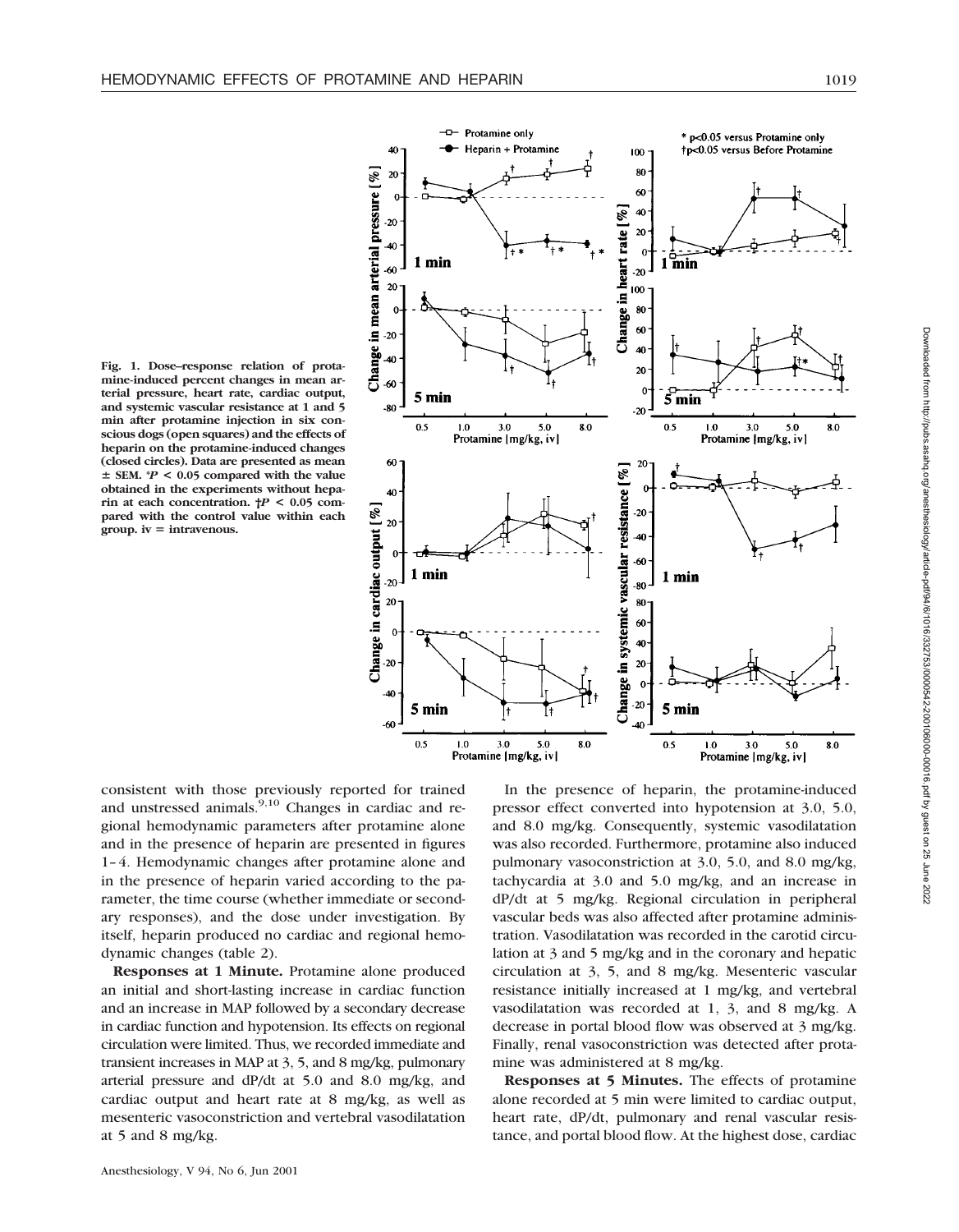Fig. 1. Dose–response relation of protamine-induced percent changes in mean arterial pressure, heart rate, cardiac output, and systemic vascular resistance at 1 and 5 min after protamine injection in six conscious dogs (open squares) and the effects of heparin on the protamine-induced changes (closed circles). Data are presented as mean ± SEM. \*$P < 0.05$ compared with the value obtained in the experiments without heparin at each concentration. †$P < 0.05$ compared with the control value within each group. iv = intravenous.

consistent with those previously reported for trained and unstressed animals.[9,10] Changes in cardiac and regional hemodynamic parameters after protamine alone and in the presence of heparin are presented in figures 1–4. Hemodynamic changes after protamine alone and in the presence of heparin varied according to the parameter, the time course (whether immediate or secondary responses), and the dose under investigation. By itself, heparin produced no cardiac and regional hemodynamic changes (table 2).

**Responses at 1 Minute.** Protamine alone produced an initial and short-lasting increase in cardiac function and an increase in MAP followed by a secondary decrease in cardiac function and hypotension. Its effects on regional circulation were limited. Thus, we recorded immediate and transient increases in MAP at 3, 5, and 8 mg/kg, pulmonary arterial pressure and dP/dt at 5.0 and 8.0 mg/kg, and cardiac output and heart rate at 8 mg/kg, as well as mesenteric vasoconstriction and vertebral vasodilatation at 5 and 8 mg/kg.

In the presence of heparin, the protamine-induced pressor effect converted into hypotension at 3.0, 5.0, and 8.0 mg/kg. Consequently, systemic vasodilatation was also recorded. Furthermore, protamine also induced pulmonary vasoconstriction at 3.0, 5.0, and 8.0 mg/kg, tachycardia at 3.0 and 5.0 mg/kg, and an increase in dP/dt at 5 mg/kg. Regional circulation in peripheral vascular beds was also affected after protamine administration. Vasodilatation was recorded in the carotid circulation at 3 and 5 mg/kg and in the coronary and hepatic circulation at 3, 5, and 8 mg/kg. Mesenteric vascular resistance initially increased at 1 mg/kg, and vertebral vasodilatation was recorded at 1, 3, and 8 mg/kg. A decrease in portal blood flow was observed at 3 mg/kg. Finally, renal vasoconstriction was detected after protamine was administered at 8 mg/kg.

**Responses at 5 Minutes.** The effects of protamine alone recorded at 5 min were limited to cardiac output, heart rate, dP/dt, pulmonary and renal vascular resistance, and portal blood flow. At the highest dose, cardiac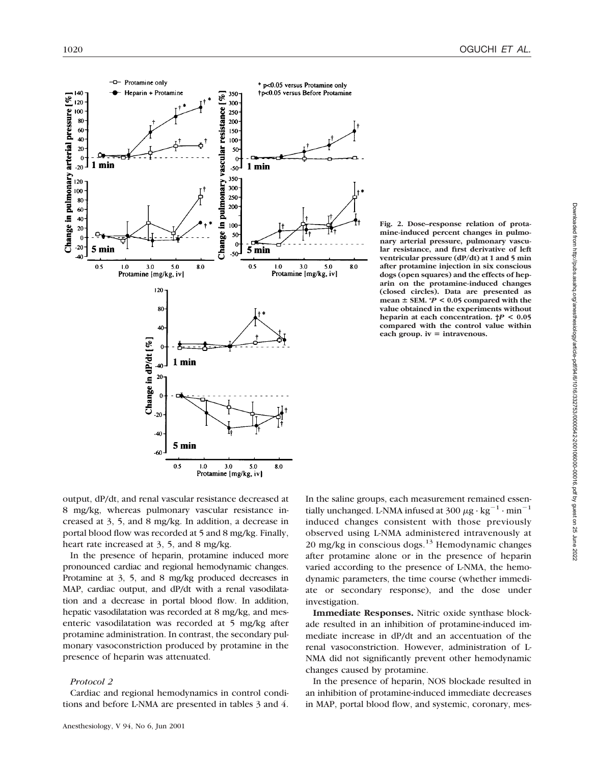Fig. 2. Dose–response relation of protamine-induced percent changes in pulmonary arterial pressure, pulmonary vascular resistance, and first derivative of left ventricular pressure (dP/dt) at 1 and 5 min after protamine injection in six conscious dogs (open squares) and the effects of heparin on the protamine-induced changes (closed circles). Data are presented as mean ± SEM. *$P < 0.05$ compared with the value obtained in the experiments without heparin at each concentration. †$P < 0.05$ compared with the control value within each group. iv = intravenous.

output, dP/dt, and renal vascular resistance decreased at 8 mg/kg, whereas pulmonary vascular resistance increased at 3, 5, and 8 mg/kg. In addition, a decrease in portal blood flow was recorded at 5 and 8 mg/kg. Finally, heart rate increased at 3, 5, and 8 mg/kg.

In the presence of heparin, protamine induced more pronounced cardiac and regional hemodynamic changes. Protamine at 3, 5, and 8 mg/kg produced decreases in MAP, cardiac output, and dP/dt with a renal vasodilatation and a decrease in portal blood flow. In addition, hepatic vasodilatation was recorded at 8 mg/kg, and mesenteric vasodilatation was recorded at 5 mg/kg after protamine administration. In contrast, the secondary pulmonary vasoconstriction produced by protamine in the presence of heparin was attenuated.

### *Protocol 2*

Cardiac and regional hemodynamics in control conditions and before L-NMA are presented in tables 3 and 4. In the saline groups, each measurement remained essentially unchanged. L-NMA infused at 300 $\mu g \cdot kg^{-1} \cdot min^{-1}$ induced changes consistent with those previously observed using L-NMA administered intravenously at 20 mg/kg in conscious dogs.[13] Hemodynamic changes after protamine alone or in the presence of heparin varied according to the presence of L-NMA, the hemodynamic parameters, the time course (whether immediate or secondary response), and the dose under investigation.

**Immediate Responses.** Nitric oxide synthase blockade resulted in an inhibition of protamine-induced immediate increase in dP/dt and an accentuation of the renal vasoconstriction. However, administration of L-NMA did not significantly prevent other hemodynamic changes caused by protamine.

In the presence of heparin, NOS blockade resulted in an inhibition of protamine-induced immediate decreases in MAP, portal blood flow, and systemic, coronary, mes-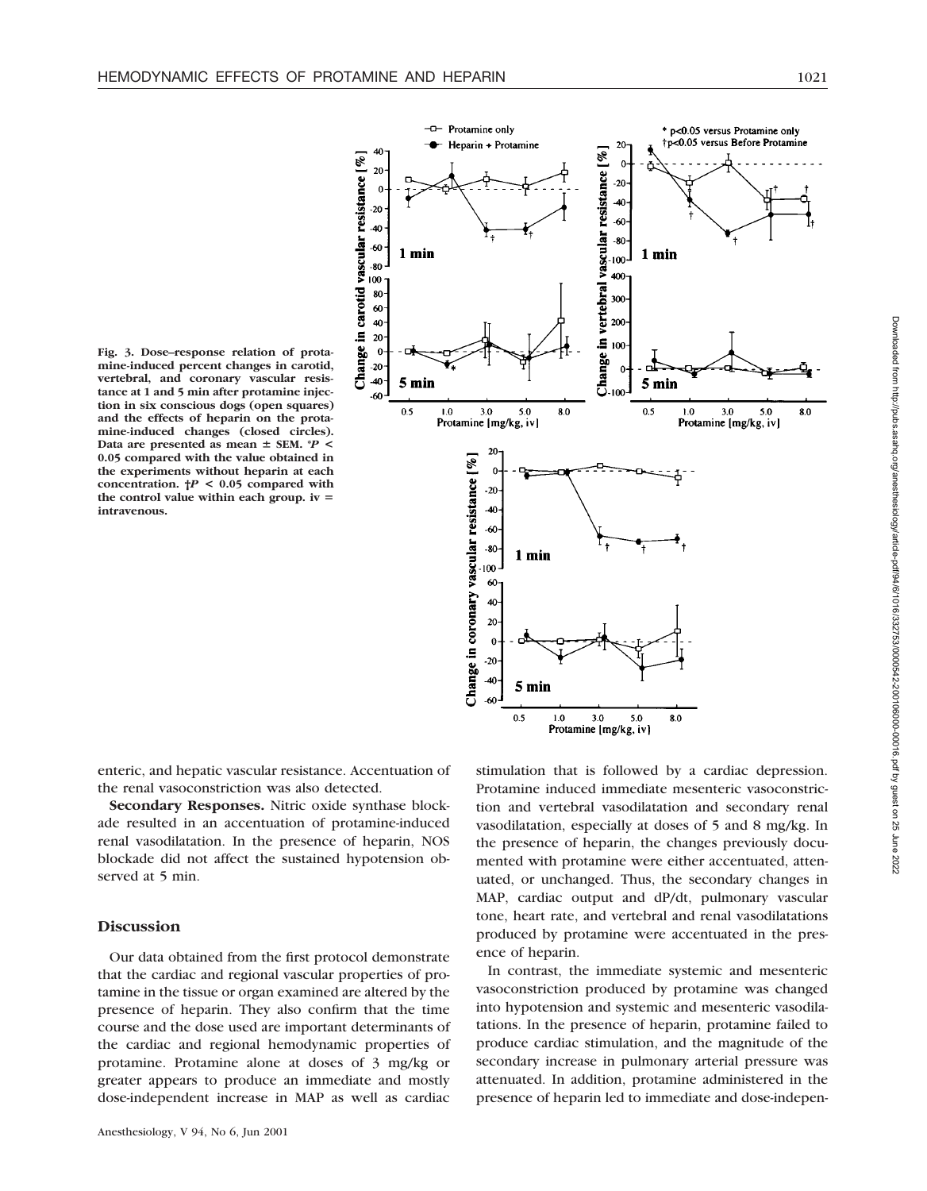Fig. 3. Dose–response relation of protamine-induced percent changes in carotid, vertebral, and coronary vascular resistance at 1 and 5 min after protamine injection in six conscious dogs (open squares) and the effects of heparin on the protamine-induced changes (closed circles). Data are presented as mean ± SEM. *$P < 0.05$ compared with the value obtained in the experiments without heparin at each concentration. †$P < 0.05$ compared with the control value within each group. iv = intravenous.

enteric, and hepatic vascular resistance. Accentuation of the renal vasoconstriction was also detected.

**Secondary Responses.** Nitric oxide synthase blockade resulted in an accentuation of protamine-induced renal vasodilatation. In the presence of heparin, NOS blockade did not affect the sustained hypotension observed at 5 min.

## Discussion

Our data obtained from the first protocol demonstrate that the cardiac and regional vascular properties of protamine in the tissue or organ examined are altered by the presence of heparin. They also confirm that the time course and the dose used are important determinants of the cardiac and regional hemodynamic properties of protamine. Protamine alone at doses of 3 mg/kg or greater appears to produce an immediate and mostly dose-independent increase in MAP as well as cardiac stimulation that is followed by a cardiac depression. Protamine induced immediate mesenteric vasoconstriction and vertebral vasodilatation and secondary renal vasodilatation, especially at doses of 5 and 8 mg/kg. In the presence of heparin, the changes previously documented with protamine were either accentuated, attenuated, or unchanged. Thus, the secondary changes in MAP, cardiac output and dP/dt, pulmonary vascular tone, heart rate, and vertebral and renal vasodilatations produced by protamine were accentuated in the presence of heparin.

In contrast, the immediate systemic and mesenteric vasoconstriction produced by protamine was changed into hypotension and systemic and mesenteric vasodilatations. In the presence of heparin, protamine failed to produce cardiac stimulation, and the magnitude of the secondary increase in pulmonary arterial pressure was attenuated. In addition, protamine administered in the presence of heparin led to immediate and dose-indepen-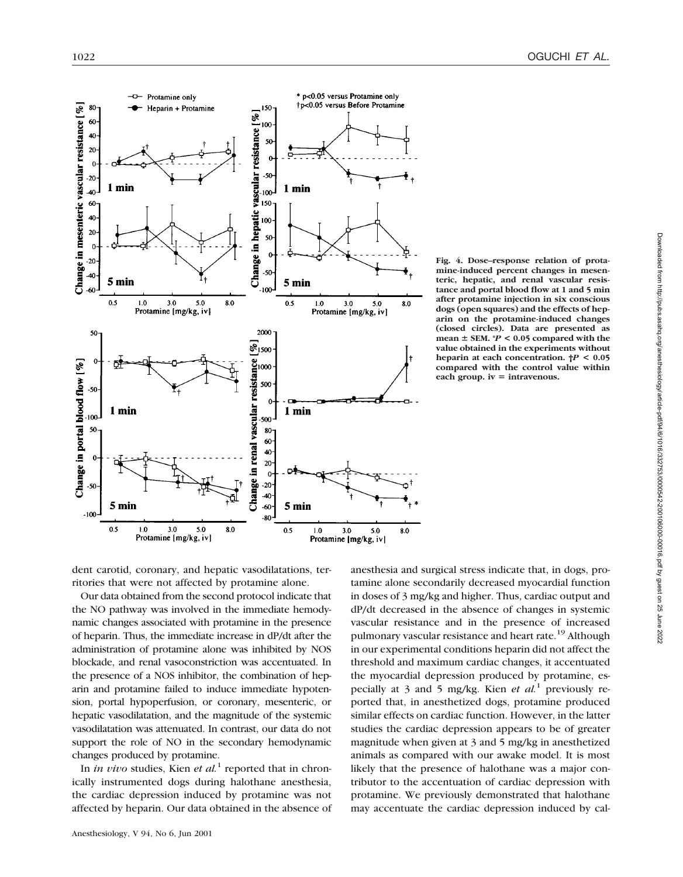Fig. 4. Dose–response relation of protamine-induced percent changes in mesenteric, hepatic, and renal vascular resistance and portal blood flow at 1 and 5 min after protamine injection in six conscious dogs (open squares) and the effects of heparin on the protamine-induced changes (closed circles). Data are presented as mean ± SEM. \*$P < 0.05$ compared with the value obtained in the experiments without heparin at each concentration. †$P < 0.05$ compared with the control value within each group. iv = intravenous.

dent carotid, coronary, and hepatic vasodilatations, territories that were not affected by protamine alone.

Our data obtained from the second protocol indicate that the NO pathway was involved in the immediate hemodynamic changes associated with protamine in the presence of heparin. Thus, the immediate increase in dP/dt after the administration of protamine alone was inhibited by NOS blockade, and renal vasoconstriction was accentuated. In the presence of a NOS inhibitor, the combination of heparin and protamine failed to induce immediate hypotension, portal hypoperfusion, or coronary, mesenteric, or hepatic vasodilatation, and the magnitude of the systemic vasodilatation was attenuated. In contrast, our data do not support the role of NO in the secondary hemodynamic changes produced by protamine.

In *in vivo* studies, Kien *et al.*[1] reported that in chronically instrumented dogs during halothane anesthesia, the cardiac depression induced by protamine was not affected by heparin. Our data obtained in the absence of anesthesia and surgical stress indicate that, in dogs, protamine alone secondarily decreased myocardial function in doses of 3 mg/kg and higher. Thus, cardiac output and dP/dt decreased in the absence of changes in systemic vascular resistance and in the presence of increased pulmonary vascular resistance and heart rate.[19] Although in our experimental conditions heparin did not affect the threshold and maximum cardiac changes, it accentuated the myocardial depression produced by protamine, especially at 3 and 5 mg/kg. Kien *et al.*[1] previously reported that, in anesthetized dogs, protamine produced similar effects on cardiac function. However, in the latter studies the cardiac depression appears to be of greater magnitude when given at 3 and 5 mg/kg in anesthetized animals as compared with our awake model. It is most likely that the presence of halothane was a major contributor to the accentuation of cardiac depression with protamine. We previously demonstrated that halothane may accentuate the cardiac depression induced by cal-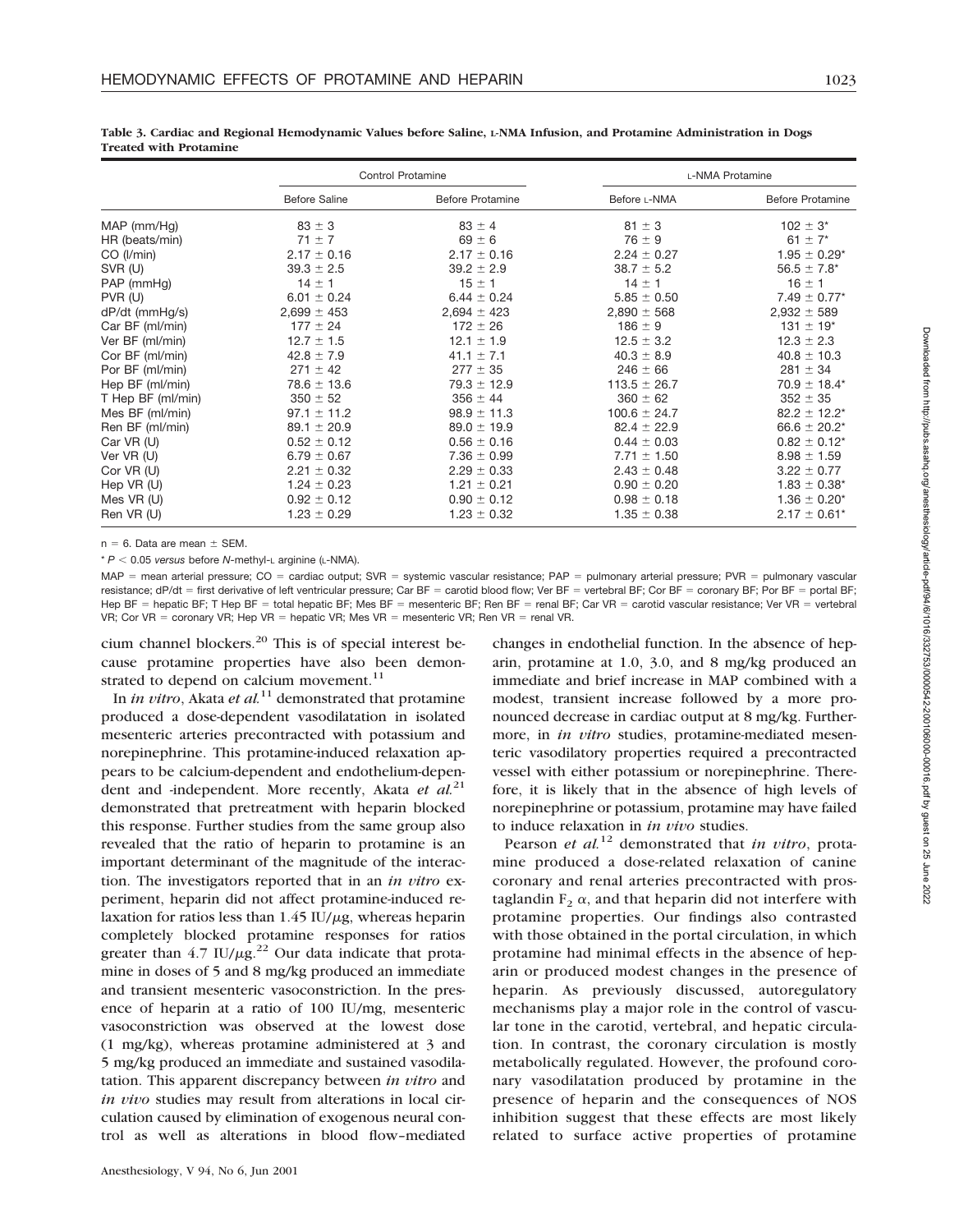**Table 3. Cardiac and Regional Hemodynamic Values before Saline, L-NMA Infusion, and Protamine Administration in Dogs Treated with Protamine**

| | Control Protamine | | L-NMA Protamine | |
|---|---|---|---|---|
| | Before Saline | Before Protamine | Before L-NMA | Before Protamine |
| MAP (mm/Hg) | 83 ± 3 | 83 ± 4 | 81 ± 3 | 102 ± 3* |
| HR (beats/min) | 71 ± 7 | 69 ± 6 | 76 ± 9 | 61 ± 7* |
| CO (l/min) | 2.17 ± 0.16 | 2.17 ± 0.16 | 2.24 ± 0.27 | 1.95 ± 0.29* |
| SVR (U) | 39.3 ± 2.5 | 39.2 ± 2.9 | 38.7 ± 5.2 | 56.5 ± 7.8* |
| PAP (mmHg) | 14 ± 1 | 15 ± 1 | 14 ± 1 | 16 ± 1 |
| PVR (U) | 6.01 ± 0.24 | 6.44 ± 0.24 | 5.85 ± 0.50 | 7.49 ± 0.77* |
| dP/dt (mmHg/s) | 2,699 ± 453 | 2,694 ± 423 | 2,890 ± 568 | 2,932 ± 589 |
| Car BF (ml/min) | 177 ± 24 | 172 ± 26 | 186 ± 9 | 131 ± 19* |
| Ver BF (ml/min) | 12.7 ± 1.5 | 12.1 ± 1.9 | 12.5 ± 3.2 | 12.3 ± 2.3 |
| Cor BF (ml/min) | 42.8 ± 7.9 | 41.1 ± 7.1 | 40.3 ± 8.9 | 40.8 ± 10.3 |
| Por BF (ml/min) | 271 ± 42 | 277 ± 35 | 246 ± 66 | 281 ± 34 |
| Hep BF (ml/min) | 78.6 ± 13.6 | 79.3 ± 12.9 | 113.5 ± 26.7 | 70.9 ± 18.4* |
| T Hep BF (ml/min) | 350 ± 52 | 356 ± 44 | 360 ± 62 | 352 ± 35 |
| Mes BF (ml/min) | 97.1 ± 11.2 | 98.9 ± 11.3 | 100.6 ± 24.7 | 82.2 ± 12.2* |
| Ren BF (ml/min) | 89.1 ± 20.9 | 89.0 ± 19.9 | 82.4 ± 22.9 | 66.6 ± 20.2* |
| Car VR (U) | 0.52 ± 0.12 | 0.56 ± 0.16 | 0.44 ± 0.03 | 0.82 ± 0.12* |
| Ver VR (U) | 6.79 ± 0.67 | 7.36 ± 0.99 | 7.71 ± 1.50 | 8.98 ± 1.59 |
| Cor VR (U) | 2.21 ± 0.32 | 2.29 ± 0.33 | 2.43 ± 0.48 | 3.22 ± 0.77 |
| Hep VR (U) | 1.24 ± 0.23 | 1.21 ± 0.21 | 0.90 ± 0.20 | 1.83 ± 0.38* |
| Mes VR (U) | 0.92 ± 0.12 | 0.90 ± 0.12 | 0.98 ± 0.18 | 1.36 ± 0.20* |
| Ren VR (U) | 1.23 ± 0.29 | 1.23 ± 0.32 | 1.35 ± 0.38 | 2.17 ± 0.61* |

n = 6. Data are mean ± SEM.

* $P < 0.05$ *versus* before *N*-methyl-L arginine (L-NMA).

MAP = mean arterial pressure; CO = cardiac output; SVR = systemic vascular resistance; PAP = pulmonary arterial pressure; PVR = pulmonary vascular resistance; dP/dt = first derivative of left ventricular pressure; Car BF = carotid blood flow; Ver BF = vertebral BF; Cor BF = coronary BF; Por BF = portal BF; Hep BF = hepatic BF; T Hep BF = total hepatic BF; Mes BF = mesenteric BF; Ren BF = renal BF; Car VR = carotid vascular resistance; Ver VR = vertebral VR; Cor VR = coronary VR; Hep VR = hepatic VR; Mes VR = mesenteric VR; Ren VR = renal VR.

cium channel blockers.[20] This is of special interest because protamine properties have also been demonstrated to depend on calcium movement.[11]

In *in vitro*, Akata *et al.*[11] demonstrated that protamine produced a dose-dependent vasodilatation in isolated mesenteric arteries precontracted with potassium and norepinephrine. This protamine-induced relaxation appears to be calcium-dependent and endothelium-dependent and -independent. More recently, Akata *et al.*[21] demonstrated that pretreatment with heparin blocked this response. Further studies from the same group also revealed that the ratio of heparin to protamine is an important determinant of the magnitude of the interaction. The investigators reported that in an *in vitro* experiment, heparin did not affect protamine-induced relaxation for ratios less than 1.45 IU/$\mu$g, whereas heparin completely blocked protamine responses for ratios greater than 4.7 IU/$\mu$g.[22] Our data indicate that protamine in doses of 5 and 8 mg/kg produced an immediate and transient mesenteric vasoconstriction. In the presence of heparin at a ratio of 100 IU/mg, mesenteric vasoconstriction was observed at the lowest dose (1 mg/kg), whereas protamine administered at 3 and 5 mg/kg produced an immediate and sustained vasodilatation. This apparent discrepancy between *in vitro* and *in vivo* studies may result from alterations in local circulation caused by elimination of exogenous neural control as well as alterations in blood flow–mediated changes in endothelial function. In the absence of heparin, protamine at 1.0, 3.0, and 8 mg/kg produced an immediate and brief increase in MAP combined with a modest, transient increase followed by a more pronounced decrease in cardiac output at 8 mg/kg. Furthermore, in *in vitro* studies, protamine-mediated mesenteric vasodilatory properties required a precontracted vessel with either potassium or norepinephrine. Therefore, it is likely that in the absence of high levels of norepinephrine or potassium, protamine may have failed to induce relaxation in *in vivo* studies.

Pearson *et al.*[12] demonstrated that *in vitro*, protamine produced a dose-related relaxation of canine coronary and renal arteries precontracted with prostaglandin $F_2\ \alpha$, and that heparin did not interfere with protamine properties. Our findings also contrasted with those obtained in the portal circulation, in which protamine had minimal effects in the absence of heparin or produced modest changes in the presence of heparin. As previously discussed, autoregulatory mechanisms play a major role in the control of vascular tone in the carotid, vertebral, and hepatic circulation. In contrast, the coronary circulation is mostly metabolically regulated. However, the profound coronary vasodilatation produced by protamine in the presence of heparin and the consequences of NOS inhibition suggest that these effects are most likely related to surface active properties of protamine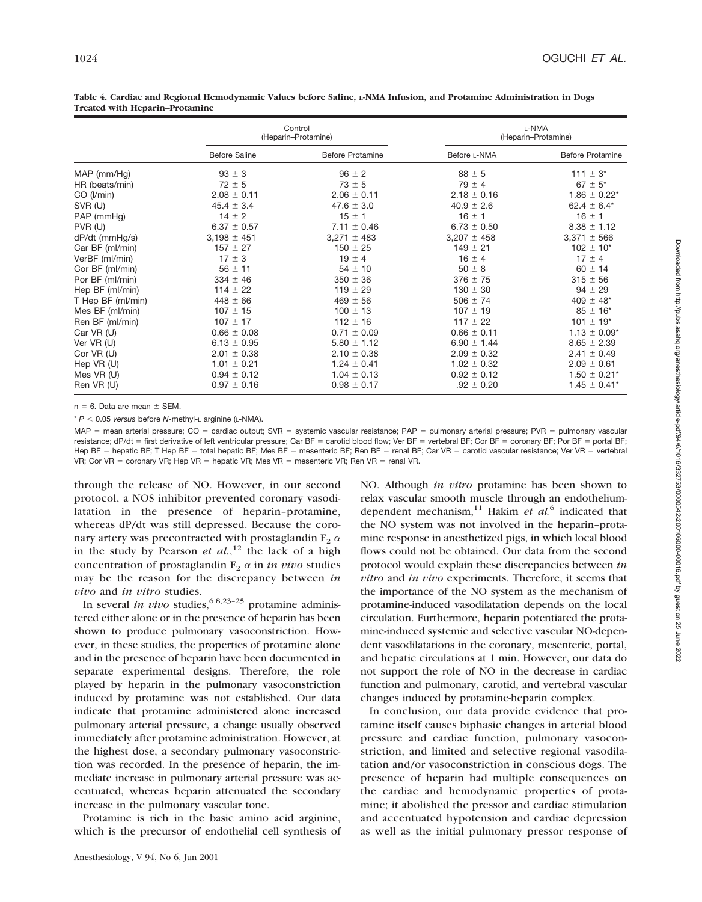**Table 4. Cardiac and Regional Hemodynamic Values before Saline, L-NMA Infusion, and Protamine Administration in Dogs Treated with Heparin–Protamine**

| | Control (Heparin–Protamine) | | L-NMA (Heparin–Protamine) | |
|---|---|---|---|---|
| | Before Saline | Before Protamine | Before L-NMA | Before Protamine |
| MAP (mm/Hg) | 93 ± 3 | 96 ± 2 | 88 ± 5 | 111 ± 3* |
| HR (beats/min) | 72 ± 5 | 73 ± 5 | 79 ± 4 | 67 ± 5* |
| CO (l/min) | 2.08 ± 0.11 | 2.06 ± 0.11 | 2.18 ± 0.16 | 1.86 ± 0.22* |
| SVR (U) | 45.4 ± 3.4 | 47.6 ± 3.0 | 40.9 ± 2.6 | 62.4 ± 6.4* |
| PAP (mmHg) | 14 ± 2 | 15 ± 1 | 16 ± 1 | 16 ± 1 |
| PVR (U) | 6.37 ± 0.57 | 7.11 ± 0.46 | 6.73 ± 0.50 | 8.38 ± 1.12 |
| dP/dt (mmHg/s) | 3,198 ± 451 | 3,271 ± 483 | 3,207 ± 458 | 3,371 ± 566 |
| Car BF (ml/min) | 157 ± 27 | 150 ± 25 | 149 ± 21 | 102 ± 10* |
| VerBF (ml/min) | 17 ± 3 | 19 ± 4 | 16 ± 4 | 17 ± 4 |
| Cor BF (ml/min) | 56 ± 11 | 54 ± 10 | 50 ± 8 | 60 ± 14 |
| Por BF (ml/min) | 334 ± 46 | 350 ± 36 | 376 ± 75 | 315 ± 56 |
| Hep BF (ml/min) | 114 ± 22 | 119 ± 29 | 130 ± 30 | 94 ± 29 |
| T Hep BF (ml/min) | 448 ± 66 | 469 ± 56 | 506 ± 74 | 409 ± 48* |
| Mes BF (ml/min) | 107 ± 15 | 100 ± 13 | 107 ± 19 | 85 ± 16* |
| Ren BF (ml/min) | 107 ± 17 | 112 ± 16 | 117 ± 22 | 101 ± 19* |
| Car VR (U) | 0.66 ± 0.08 | 0.71 ± 0.09 | 0.66 ± 0.11 | 1.13 ± 0.09* |
| Ver VR (U) | 6.13 ± 0.95 | 5.80 ± 1.12 | 6.90 ± 1.44 | 8.65 ± 2.39 |
| Cor VR (U) | 2.01 ± 0.38 | 2.10 ± 0.38 | 2.09 ± 0.32 | 2.41 ± 0.49 |
| Hep VR (U) | 1.01 ± 0.21 | 1.24 ± 0.41 | 1.02 ± 0.32 | 2.09 ± 0.61 |
| Mes VR (U) | 0.94 ± 0.12 | 1.04 ± 0.13 | 0.92 ± 0.12 | 1.50 ± 0.21* |
| Ren VR (U) | 0.97 ± 0.16 | 0.98 ± 0.17 | .92 ± 0.20 | 1.45 ± 0.41* |

n = 6. Data are mean ± SEM.

* $P < 0.05$ *versus* before *N*-methyl-L arginine (L-NMA).

MAP = mean arterial pressure; CO = cardiac output; SVR = systemic vascular resistance; PAP = pulmonary arterial pressure; PVR = pulmonary vascular resistance; dP/dt = first derivative of left ventricular pressure; Car BF = carotid blood flow; Ver BF = vertebral BF; Cor BF = coronary BF; Por BF = portal BF; Hep BF = hepatic BF; T Hep BF = total hepatic BF; Mes BF = mesenteric BF; Ren BF = renal BF; Car VR = carotid vascular resistance; Ver VR = vertebral VR; Cor VR = coronary VR; Hep VR = hepatic VR; Mes VR = mesenteric VR; Ren VR = renal VR.

through the release of NO. However, in our second protocol, a NOS inhibitor prevented coronary vasodilatation in the presence of heparin–protamine, whereas dP/dt was still depressed. Because the coronary artery was precontracted with prostaglandin $F_2$ $\alpha$ in the study by Pearson *et al.*,[12] the lack of a high concentration of prostaglandin $F_2$ $\alpha$ in *in vivo* studies may be the reason for the discrepancy between *in vivo* and *in vitro* studies.

In several *in vivo* studies,[6,8,23–25] protamine administered either alone or in the presence of heparin has been shown to produce pulmonary vasoconstriction. However, in these studies, the properties of protamine alone and in the presence of heparin have been documented in separate experimental designs. Therefore, the role played by heparin in the pulmonary vasoconstriction induced by protamine was not established. Our data indicate that protamine administered alone increased pulmonary arterial pressure, a change usually observed immediately after protamine administration. However, at the highest dose, a secondary pulmonary vasoconstriction was recorded. In the presence of heparin, the immediate increase in pulmonary arterial pressure was accentuated, whereas heparin attenuated the secondary increase in the pulmonary vascular tone.

Protamine is rich in the basic amino acid arginine, which is the precursor of endothelial cell synthesis of NO. Although *in vitro* protamine has been shown to relax vascular smooth muscle through an endothelium-dependent mechanism,[11] Hakim *et al.*[6] indicated that the NO system was not involved in the heparin–protamine response in anesthetized pigs, in which local blood flows could not be obtained. Our data from the second protocol would explain these discrepancies between *in vitro* and *in vivo* experiments. Therefore, it seems that the importance of the NO system as the mechanism of protamine-induced vasodilatation depends on the local circulation. Furthermore, heparin potentiated the protamine-induced systemic and selective vascular NO-dependent vasodilatations in the coronary, mesenteric, portal, and hepatic circulations at 1 min. However, our data do not support the role of NO in the decrease in cardiac function and pulmonary, carotid, and vertebral vascular changes induced by protamine-heparin complex.

In conclusion, our data provide evidence that protamine itself causes biphasic changes in arterial blood pressure and cardiac function, pulmonary vasoconstriction, and limited and selective regional vasodilatation and/or vasoconstriction in conscious dogs. The presence of heparin had multiple consequences on the cardiac and hemodynamic properties of protamine; it abolished the pressor and cardiac stimulation and accentuated hypotension and cardiac depression as well as the initial pulmonary pressor response of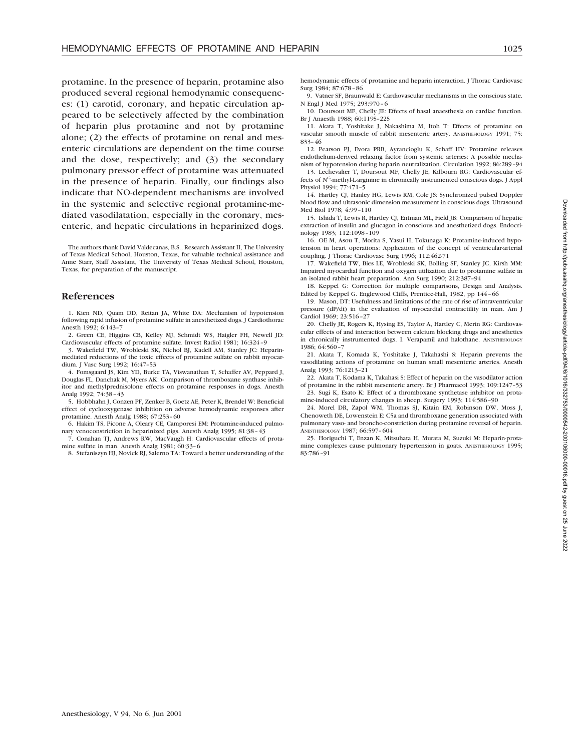protamine. In the presence of heparin, protamine also produced several regional hemodynamic consequences: (1) carotid, coronary, and hepatic circulation appeared to be selectively affected by the combination of heparin plus protamine and not by protamine alone; (2) the effects of protamine on renal and mesenteric circulations are dependent on the time course and the dose, respectively; and (3) the secondary pulmonary pressor effect of protamine was attenuated in the presence of heparin. Finally, our findings also indicate that NO-dependent mechanisms are involved in the systemic and selective regional protamine-mediated vasodilatation, especially in the coronary, mesenteric, and hepatic circulations in heparinized dogs.

The authors thank David Valdecanas, B.S., Research Assistant II, The University of Texas Medical School, Houston, Texas, for valuable technical assistance and Anne Starr, Staff Assistant, The University of Texas Medical School, Houston, Texas, for preparation of the manuscript.

## References

1. Kien ND, Quam DD, Reitan JA, White DA: Mechanism of hypotension following rapid infusion of protamine sulfate in anesthetized dogs. J Cardiothorac Anesth 1992; 6:143–7
2. Green CE, Higgins CB, Kelley MJ, Schmidt WS, Haigler FH, Newell JD: Cardiovascular effects of protamine sulfate. Invest Radiol 1981; 16:324–9
3. Wakefield TW, Wrobleski SK, Nichol BJ, Kadell AM, Stanley JC: Heparin-mediated reductions of the toxic effects of protamine sulfate on rabbit myocardium. J Vasc Surg 1992; 16:47–53
4. Fomsgaard JS, Kim YD, Burke TA, Viswanathan T, Schaffer AV, Peppard J, Douglas FL, Danchak M, Myers AK: Comparison of thromboxane synthase inhibitor and methylprednisolone effects on protamine responses in dogs. Anesth Analg 1992; 74:38–43
5. Hobbhahn J, Conzen PF, Zenker B, Goetz AE, Peter K, Brendel W: Beneficial effect of cyclooxygenase inhibition on adverse hemodynamic responses after protamine. Anesth Analg 1988; 67:253–60
6. Hakim TS, Picone A, Oleary CE, Camporesi EM: Protamine-induced pulmonary venoconstriction in heparinized pigs. Anesth Analg 1995; 81:38–43
7. Conahan TJ, Andrews RW, MacVaugh H: Cardiovascular effects of protamine sulfate in man. Anesth Analg 1981; 60:33–6
8. Stefaniszyn HJ, Novick RJ, Salerno TA: Toward a better understanding of the hemodynamic effects of protamine and heparin interaction. J Thorac Cardiovasc Surg 1984; 87:678–86
9. Vatner SF, Braunwald E: Cardiovascular mechanisms in the conscious state. N Engl J Med 1975; 293:970–6
10. Doursout MF, Chelly JE: Effects of basal anaesthesia on cardiac function. Br J Anaesth 1988; 60:119S–22S
11. Akata T, Yoshitake J, Nakashima M, Itoh T: Effects of protamine on vascular smooth muscle of rabbit mesenteric artery. ANESTHESIOLOGY 1991; 75: 833–46
12. Pearson PJ, Evora PRB, Ayrancioglu K, Schaff HV: Protamine releases endothelium-derived relaxing factor from systemic arteries: A possible mechanism of hypotension during heparin neutralization. Circulation 1992; 86:289–94
13. Lechevalier T, Doursout MF, Chelly JE, Kilbourn RG: Cardiovascular effects of $N^G$-methyl-L-arginine in chronically instrumented conscious dogs. J Appl Physiol 1994; 77:471–5
14. Hartley CJ, Hanley HG, Lewis RM, Cole JS: Synchronized pulsed Doppler blood flow and ultrasonic dimension measurement in conscious dogs. Ultrasound Med Biol 1978; 4:99–110
15. Ishida T, Lewis R, Hartley CJ, Entman ML, Field JB: Comparison of hepatic extraction of insulin and glucagon in conscious and anesthetized dogs. Endocrinology 1983; 112:1098–109
16. OE M, Asou T, Morita S, Yasui H, Tokunaga K: Protamine-induced hypotension in heart operations: Application of the concept of ventricular-arterial coupling. J Thorac Cardiovasc Surg 1996; 112:462-71
17. Wakefield TW, Bies LE, Wrobleski SK, Bolling SF, Stanley JC, Kirsh MM: Impaired myocardial function and oxygen utilization due to protamine sulfate in an isolated rabbit heart preparation. Ann Surg 1990; 212:387–94
18. Keppel G: Correction for multiple comparisons, Design and Analysis. Edited by Keppel G. Englewood Cliffs, Prentice-Hall, 1982, pp 144–66
19. Mason, DT: Usefulness and limitations of the rate of rise of intraventricular pressure (dP/dt) in the evaluation of myocardial contractility in man. Am J Cardiol 1969; 23:516–27
20. Chelly JE, Rogers K, Hysing ES, Taylor A, Hartley C, Merin RG: Cardiovascular effects of and interaction between calcium blocking drugs and anesthetics in chronically instrumented dogs. I. Verapamil and halothane. ANESTHESIOLOGY 1986; 64:560–7
21. Akata T, Komada K, Yoshitake J, Takahashi S: Heparin prevents the vasodilating actions of protamine on human small mesenteric arteries. Anesth Analg 1993; 76:1213–21
22. Akata T, Kodama K, Takahasi S: Effect of heparin on the vasodilator action of protamine in the rabbit mesenteric artery. Br J Pharmacol 1993; 109:1247–53
23. Sugi K, Esato K: Effect of a thromboxane synthetase inhibitor on protamine-induced circulatory changes in sheep. Surgery 1993; 114:586–90
24. Morel DR, Zapol WM, Thomas SJ, Kitain EM, Robinson DW, Moss J, Chenoweth DE, Lowenstein E: C5a and thromboxane generation associated with pulmonary vaso- and broncho-constriction during protamine reversal of heparin. ANESTHESIOLOGY 1987; 66:597–604
25. Horiguchi T, Enzan K, Mitsuhata H, Murata M, Suzuki M: Heparin-protamine complexes cause pulmonary hypertension in goats. ANESTHESIOLOGY 1995; 83:786–91